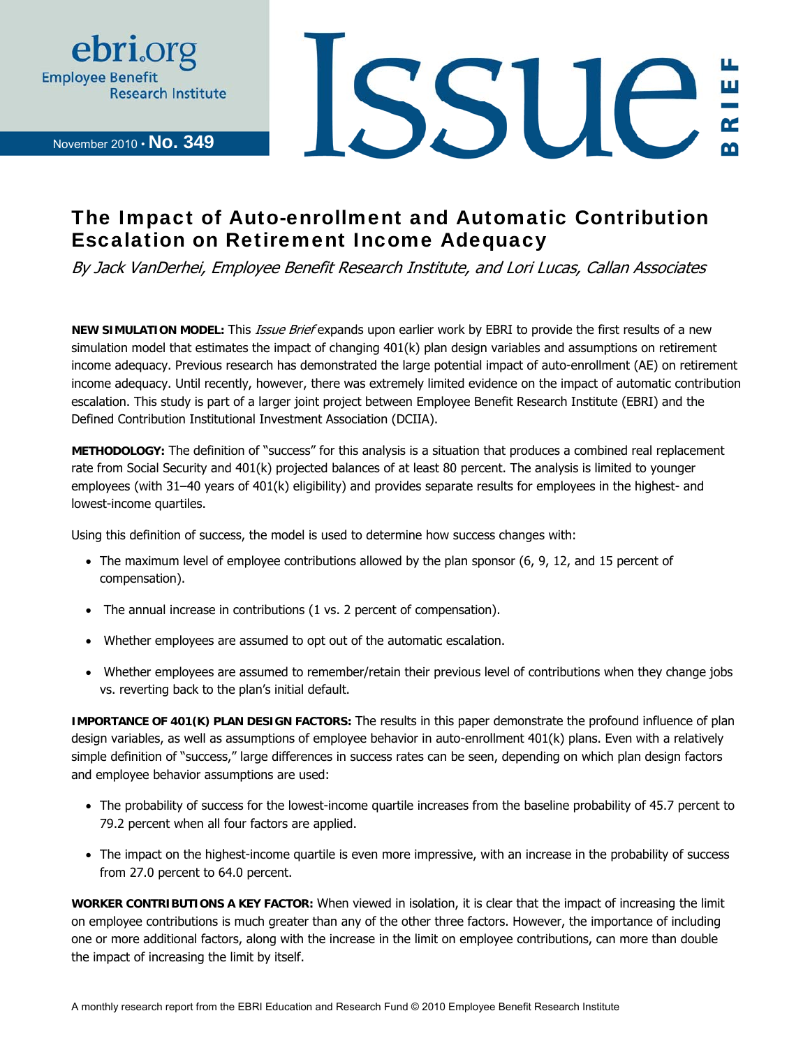ebri.org
Employee Benefit
Research Institute

November 2010 • **No. 349**

# Issue BRIEF

## The Impact of Auto-enrollment and Automatic Contribution Escalation on Retirement Income Adequacy

*By Jack VanDerhei, Employee Benefit Research Institute, and Lori Lucas, Callan Associates*

**NEW SIMULATION MODEL:** This *Issue Brief* expands upon earlier work by EBRI to provide the first results of a new simulation model that estimates the impact of changing 401(k) plan design variables and assumptions on retirement income adequacy. Previous research has demonstrated the large potential impact of auto-enrollment (AE) on retirement income adequacy. Until recently, however, there was extremely limited evidence on the impact of automatic contribution escalation. This study is part of a larger joint project between Employee Benefit Research Institute (EBRI) and the Defined Contribution Institutional Investment Association (DCIIA).

**METHODOLOGY:** The definition of "success" for this analysis is a situation that produces a combined real replacement rate from Social Security and 401(k) projected balances of at least 80 percent. The analysis is limited to younger employees (with 31–40 years of 401(k) eligibility) and provides separate results for employees in the highest- and lowest-income quartiles.

Using this definition of success, the model is used to determine how success changes with:

- The maximum level of employee contributions allowed by the plan sponsor (6, 9, 12, and 15 percent of compensation).
- The annual increase in contributions (1 vs. 2 percent of compensation).
- Whether employees are assumed to opt out of the automatic escalation.
- Whether employees are assumed to remember/retain their previous level of contributions when they change jobs vs. reverting back to the plan's initial default.

**IMPORTANCE OF 401(K) PLAN DESIGN FACTORS:** The results in this paper demonstrate the profound influence of plan design variables, as well as assumptions of employee behavior in auto-enrollment 401(k) plans. Even with a relatively simple definition of "success," large differences in success rates can be seen, depending on which plan design factors and employee behavior assumptions are used:

- The probability of success for the lowest-income quartile increases from the baseline probability of 45.7 percent to 79.2 percent when all four factors are applied.
- The impact on the highest-income quartile is even more impressive, with an increase in the probability of success from 27.0 percent to 64.0 percent.

**WORKER CONTRIBUTIONS A KEY FACTOR:** When viewed in isolation, it is clear that the impact of increasing the limit on employee contributions is much greater than any of the other three factors. However, the importance of including one or more additional factors, along with the increase in the limit on employee contributions, can more than double the impact of increasing the limit by itself.

A monthly research report from the EBRI Education and Research Fund © 2010 Employee Benefit Research Institute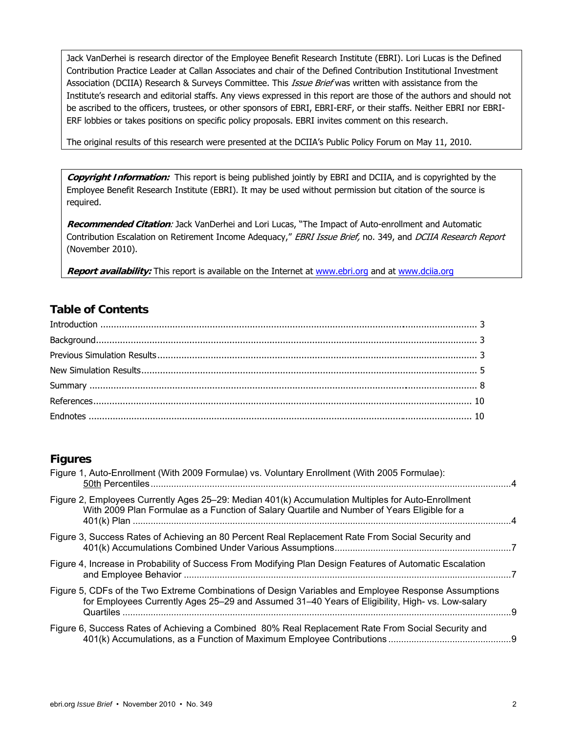Jack VanDerhei is research director of the Employee Benefit Research Institute (EBRI). Lori Lucas is the Defined Contribution Practice Leader at Callan Associates and chair of the Defined Contribution Institutional Investment Association (DCIIA) Research & Surveys Committee. This *Issue Brief* was written with assistance from the Institute's research and editorial staffs. Any views expressed in this report are those of the authors and should not be ascribed to the officers, trustees, or other sponsors of EBRI, EBRI-ERF, or their staffs. Neither EBRI nor EBRI-ERF lobbies or takes positions on specific policy proposals. EBRI invites comment on this research.

The original results of this research were presented at the DCIIA's Public Policy Forum on May 11, 2010.

***Copyright Information:*** This report is being published jointly by EBRI and DCIIA, and is copyrighted by the Employee Benefit Research Institute (EBRI). It may be used without permission but citation of the source is required.

***Recommended Citation****:* Jack VanDerhei and Lori Lucas, "The Impact of Auto-enrollment and Automatic Contribution Escalation on Retirement Income Adequacy," *EBRI Issue Brief,* no. 349, and *DCIIA Research Report* (November 2010).

***Report availability:*** This report is available on the Internet at www.ebri.org and at www.dciia.org

## Table of Contents

Introduction ........................................................ 3

Background........................................................ 3

Previous Simulation Results........................................................ 3

New Simulation Results........................................................ 5

Summary ........................................................ 8

References........................................................ 10

Endnotes ........................................................ 10

## Figures

Figure 1, Auto-Enrollment (With 2009 Formulae) vs. Voluntary Enrollment (With 2005 Formulae): 50th Percentiles........................................................4

Figure 2, Employees Currently Ages 25–29: Median 401(k) Accumulation Multiples for Auto-Enrollment With 2009 Plan Formulae as a Function of Salary Quartile and Number of Years Eligible for a 401(k) Plan ........................................................4

Figure 3, Success Rates of Achieving an 80 Percent Real Replacement Rate From Social Security and 401(k) Accumulations Combined Under Various Assumptions........................................................7

Figure 4, Increase in Probability of Success From Modifying Plan Design Features of Automatic Escalation and Employee Behavior ........................................................7

Figure 5, CDFs of the Two Extreme Combinations of Design Variables and Employee Response Assumptions for Employees Currently Ages 25–29 and Assumed 31–40 Years of Eligibility, High- vs. Low-salary Quartiles ........................................................9

Figure 6, Success Rates of Achieving a Combined 80% Real Replacement Rate From Social Security and 401(k) Accumulations, as a Function of Maximum Employee Contributions ........................................................9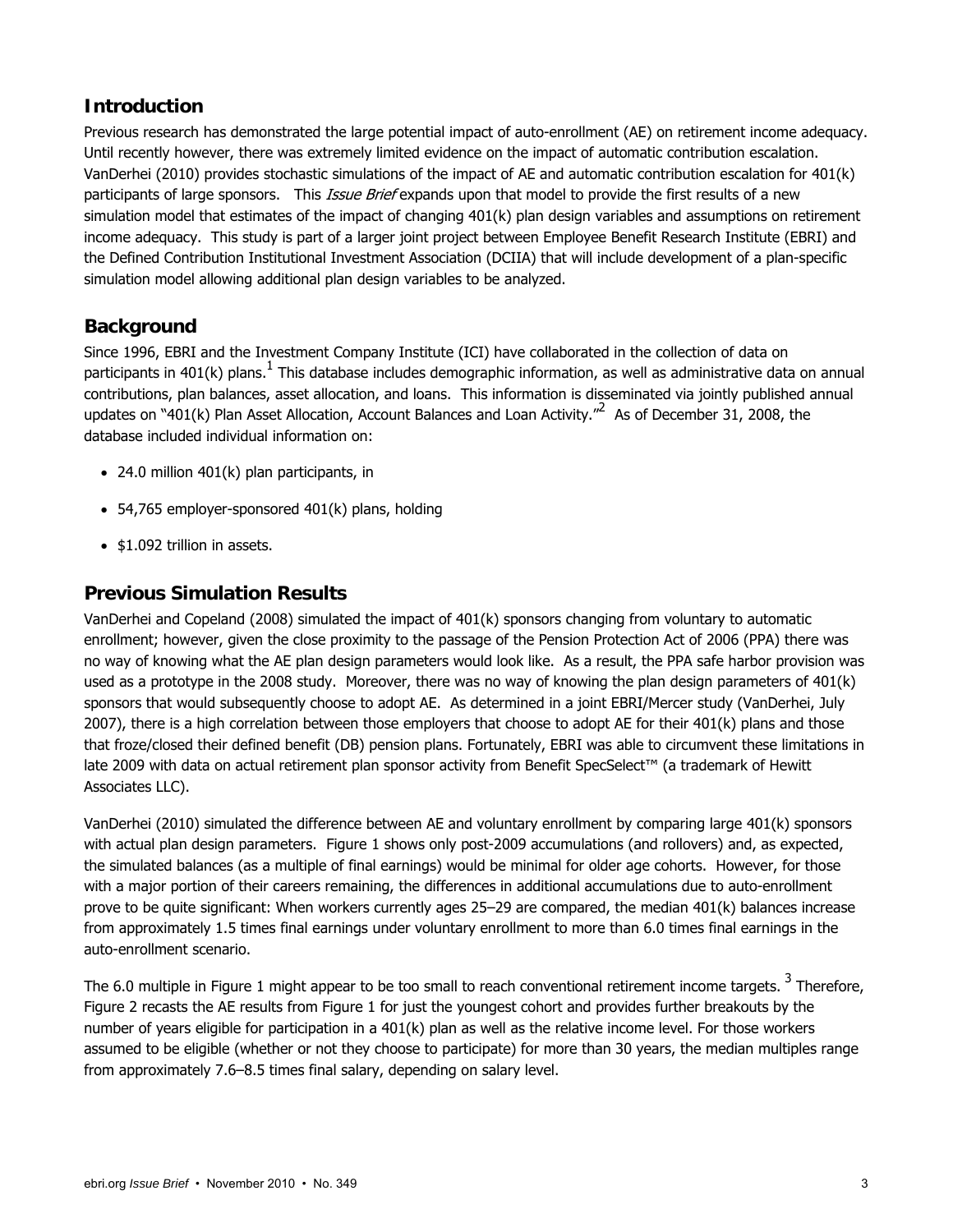## Introduction

Previous research has demonstrated the large potential impact of auto-enrollment (AE) on retirement income adequacy. Until recently however, there was extremely limited evidence on the impact of automatic contribution escalation. VanDerhei (2010) provides stochastic simulations of the impact of AE and automatic contribution escalation for 401(k) participants of large sponsors. This *Issue Brief* expands upon that model to provide the first results of a new simulation model that estimates of the impact of changing 401(k) plan design variables and assumptions on retirement income adequacy. This study is part of a larger joint project between Employee Benefit Research Institute (EBRI) and the Defined Contribution Institutional Investment Association (DCIIA) that will include development of a plan-specific simulation model allowing additional plan design variables to be analyzed.

## Background

Since 1996, EBRI and the Investment Company Institute (ICI) have collaborated in the collection of data on participants in 401(k) plans.[1] This database includes demographic information, as well as administrative data on annual contributions, plan balances, asset allocation, and loans. This information is disseminated via jointly published annual updates on "401(k) Plan Asset Allocation, Account Balances and Loan Activity."[2] As of December 31, 2008, the database included individual information on:

- 24.0 million 401(k) plan participants, in
- 54,765 employer-sponsored 401(k) plans, holding
- $1.092 trillion in assets.

## Previous Simulation Results

VanDerhei and Copeland (2008) simulated the impact of 401(k) sponsors changing from voluntary to automatic enrollment; however, given the close proximity to the passage of the Pension Protection Act of 2006 (PPA) there was no way of knowing what the AE plan design parameters would look like. As a result, the PPA safe harbor provision was used as a prototype in the 2008 study. Moreover, there was no way of knowing the plan design parameters of 401(k) sponsors that would subsequently choose to adopt AE. As determined in a joint EBRI/Mercer study (VanDerhei, July 2007), there is a high correlation between those employers that choose to adopt AE for their 401(k) plans and those that froze/closed their defined benefit (DB) pension plans. Fortunately, EBRI was able to circumvent these limitations in late 2009 with data on actual retirement plan sponsor activity from Benefit SpecSelect™ (a trademark of Hewitt Associates LLC).

VanDerhei (2010) simulated the difference between AE and voluntary enrollment by comparing large 401(k) sponsors with actual plan design parameters. Figure 1 shows only post-2009 accumulations (and rollovers) and, as expected, the simulated balances (as a multiple of final earnings) would be minimal for older age cohorts. However, for those with a major portion of their careers remaining, the differences in additional accumulations due to auto-enrollment prove to be quite significant: When workers currently ages 25–29 are compared, the median 401(k) balances increase from approximately 1.5 times final earnings under voluntary enrollment to more than 6.0 times final earnings in the auto-enrollment scenario.

The 6.0 multiple in Figure 1 might appear to be too small to reach conventional retirement income targets.[3] Therefore, Figure 2 recasts the AE results from Figure 1 for just the youngest cohort and provides further breakouts by the number of years eligible for participation in a 401(k) plan as well as the relative income level. For those workers assumed to be eligible (whether or not they choose to participate) for more than 30 years, the median multiples range from approximately 7.6–8.5 times final salary, depending on salary level.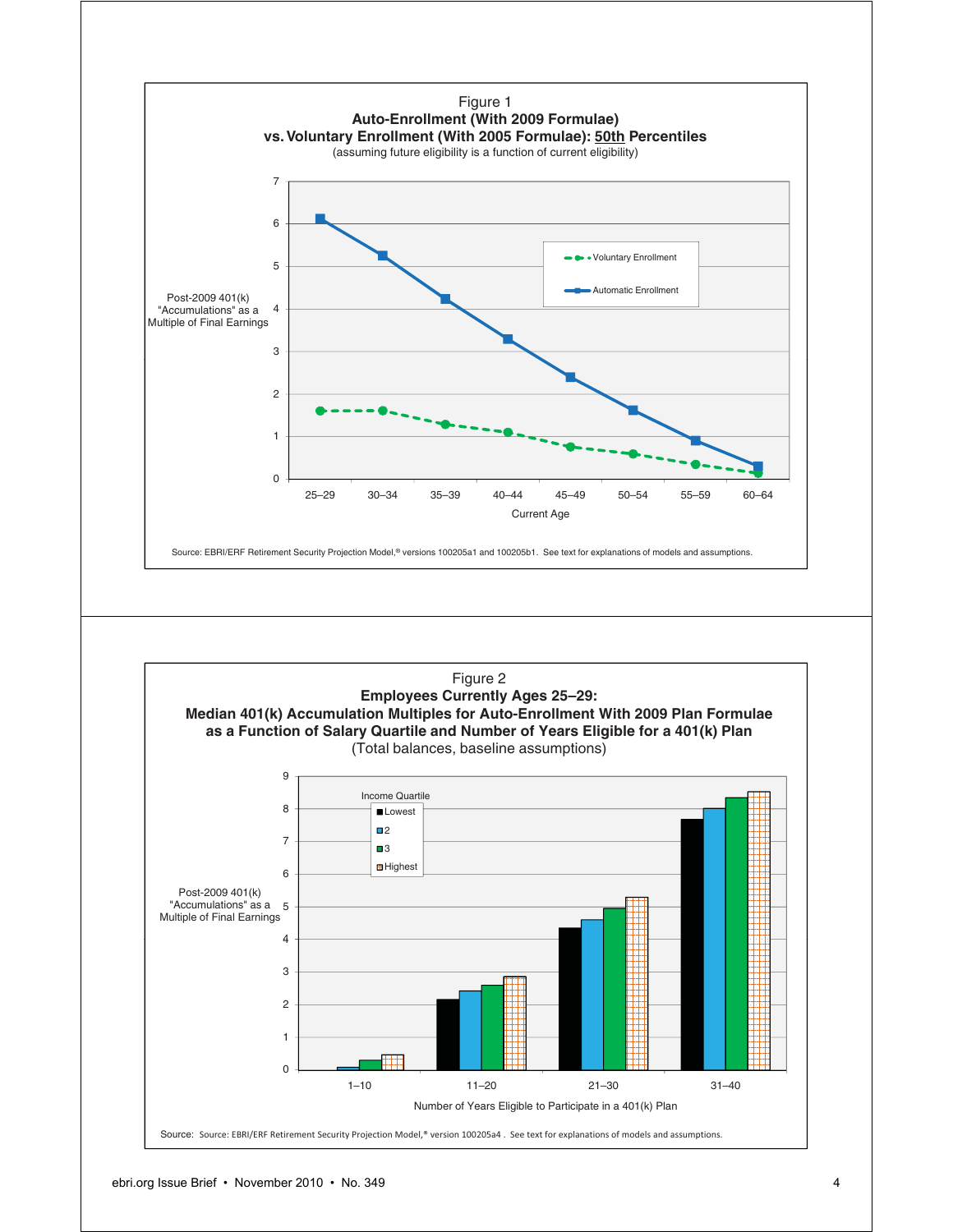Figure 1
**Auto-Enrollment (With 2009 Formulae)**
**vs. Voluntary Enrollment (With 2005 Formulae): 50th Percentiles**
(assuming future eligibility is a function of current eligibility)

Source: EBRI/ERF Retirement Security Projection Model,® versions 100205a1 and 100205b1. See text for explanations of models and assumptions.

Figure 2
**Employees Currently Ages 25–29:**
**Median 401(k) Accumulation Multiples for Auto-Enrollment With 2009 Plan Formulae as a Function of Salary Quartile and Number of Years Eligible for a 401(k) Plan**
(Total balances, baseline assumptions)

Source: Source: EBRI/ERF Retirement Security Projection Model,® version 100205a4 . See text for explanations of models and assumptions.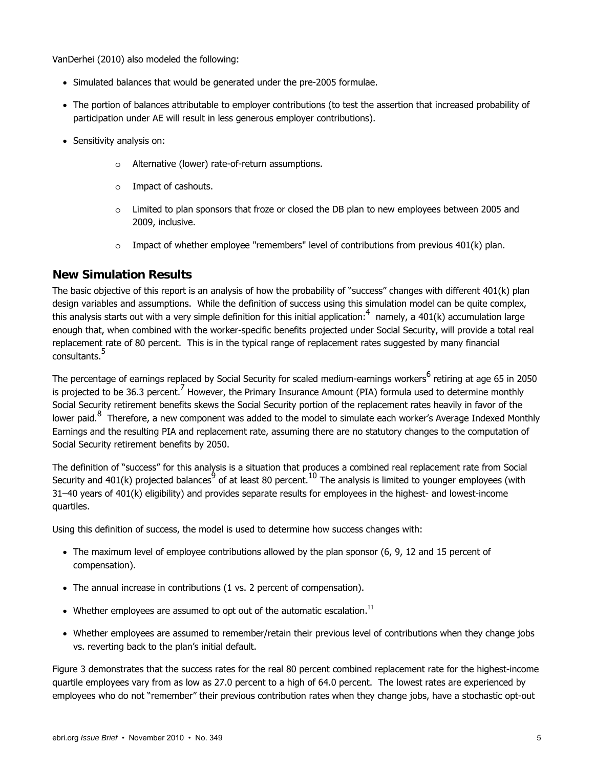VanDerhei (2010) also modeled the following:

- Simulated balances that would be generated under the pre-2005 formulae.
- The portion of balances attributable to employer contributions (to test the assertion that increased probability of participation under AE will result in less generous employer contributions).
- Sensitivity analysis on:
  - Alternative (lower) rate-of-return assumptions.
  - Impact of cashouts.
  - Limited to plan sponsors that froze or closed the DB plan to new employees between 2005 and 2009, inclusive.
  - Impact of whether employee "remembers" level of contributions from previous 401(k) plan.

## New Simulation Results

The basic objective of this report is an analysis of how the probability of "success" changes with different 401(k) plan design variables and assumptions. While the definition of success using this simulation model can be quite complex, this analysis starts out with a very simple definition for this initial application:[4] namely, a 401(k) accumulation large enough that, when combined with the worker-specific benefits projected under Social Security, will provide a total real replacement rate of 80 percent. This is in the typical range of replacement rates suggested by many financial consultants.[5]

The percentage of earnings replaced by Social Security for scaled medium-earnings workers[6] retiring at age 65 in 2050 is projected to be 36.3 percent.[7] However, the Primary Insurance Amount (PIA) formula used to determine monthly Social Security retirement benefits skews the Social Security portion of the replacement rates heavily in favor of the lower paid.[8] Therefore, a new component was added to the model to simulate each worker's Average Indexed Monthly Earnings and the resulting PIA and replacement rate, assuming there are no statutory changes to the computation of Social Security retirement benefits by 2050.

The definition of "success" for this analysis is a situation that produces a combined real replacement rate from Social Security and 401(k) projected balances[9] of at least 80 percent.[10] The analysis is limited to younger employees (with 31–40 years of 401(k) eligibility) and provides separate results for employees in the highest- and lowest-income quartiles.

Using this definition of success, the model is used to determine how success changes with:

- The maximum level of employee contributions allowed by the plan sponsor (6, 9, 12 and 15 percent of compensation).
- The annual increase in contributions (1 vs. 2 percent of compensation).
- Whether employees are assumed to opt out of the automatic escalation.[11]
- Whether employees are assumed to remember/retain their previous level of contributions when they change jobs vs. reverting back to the plan's initial default.

Figure 3 demonstrates that the success rates for the real 80 percent combined replacement rate for the highest-income quartile employees vary from as low as 27.0 percent to a high of 64.0 percent. The lowest rates are experienced by employees who do not "remember" their previous contribution rates when they change jobs, have a stochastic opt-out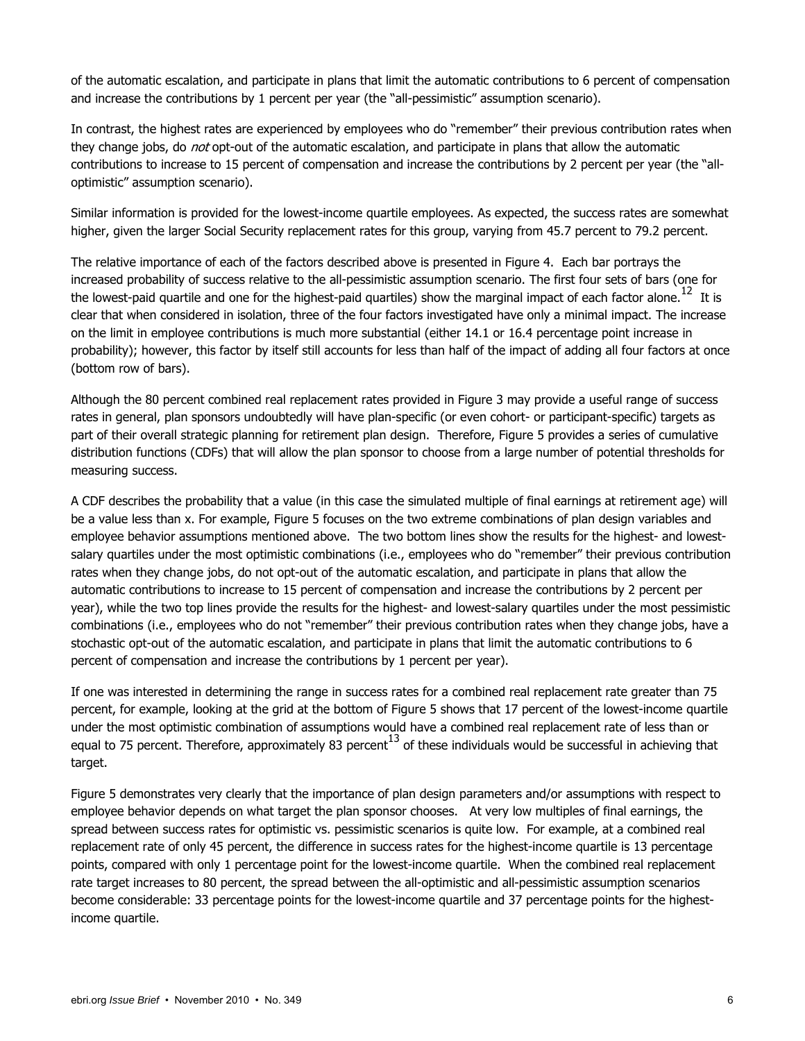of the automatic escalation, and participate in plans that limit the automatic contributions to 6 percent of compensation and increase the contributions by 1 percent per year (the "all-pessimistic" assumption scenario).

In contrast, the highest rates are experienced by employees who do "remember" their previous contribution rates when they change jobs, do *not* opt-out of the automatic escalation, and participate in plans that allow the automatic contributions to increase to 15 percent of compensation and increase the contributions by 2 percent per year (the "all-optimistic" assumption scenario).

Similar information is provided for the lowest-income quartile employees. As expected, the success rates are somewhat higher, given the larger Social Security replacement rates for this group, varying from 45.7 percent to 79.2 percent.

The relative importance of each of the factors described above is presented in Figure 4. Each bar portrays the increased probability of success relative to the all-pessimistic assumption scenario. The first four sets of bars (one for the lowest-paid quartile and one for the highest-paid quartiles) show the marginal impact of each factor alone.[12] It is clear that when considered in isolation, three of the four factors investigated have only a minimal impact. The increase on the limit in employee contributions is much more substantial (either 14.1 or 16.4 percentage point increase in probability); however, this factor by itself still accounts for less than half of the impact of adding all four factors at once (bottom row of bars).

Although the 80 percent combined real replacement rates provided in Figure 3 may provide a useful range of success rates in general, plan sponsors undoubtedly will have plan-specific (or even cohort- or participant-specific) targets as part of their overall strategic planning for retirement plan design. Therefore, Figure 5 provides a series of cumulative distribution functions (CDFs) that will allow the plan sponsor to choose from a large number of potential thresholds for measuring success.

A CDF describes the probability that a value (in this case the simulated multiple of final earnings at retirement age) will be a value less than x. For example, Figure 5 focuses on the two extreme combinations of plan design variables and employee behavior assumptions mentioned above. The two bottom lines show the results for the highest- and lowest-salary quartiles under the most optimistic combinations (i.e., employees who do "remember" their previous contribution rates when they change jobs, do not opt-out of the automatic escalation, and participate in plans that allow the automatic contributions to increase to 15 percent of compensation and increase the contributions by 2 percent per year), while the two top lines provide the results for the highest- and lowest-salary quartiles under the most pessimistic combinations (i.e., employees who do not "remember" their previous contribution rates when they change jobs, have a stochastic opt-out of the automatic escalation, and participate in plans that limit the automatic contributions to 6 percent of compensation and increase the contributions by 1 percent per year).

If one was interested in determining the range in success rates for a combined real replacement rate greater than 75 percent, for example, looking at the grid at the bottom of Figure 5 shows that 17 percent of the lowest-income quartile under the most optimistic combination of assumptions would have a combined real replacement rate of less than or equal to 75 percent. Therefore, approximately 83 percent[13] of these individuals would be successful in achieving that target.

Figure 5 demonstrates very clearly that the importance of plan design parameters and/or assumptions with respect to employee behavior depends on what target the plan sponsor chooses. At very low multiples of final earnings, the spread between success rates for optimistic vs. pessimistic scenarios is quite low. For example, at a combined real replacement rate of only 45 percent, the difference in success rates for the highest-income quartile is 13 percentage points, compared with only 1 percentage point for the lowest-income quartile. When the combined real replacement rate target increases to 80 percent, the spread between the all-optimistic and all-pessimistic assumption scenarios become considerable: 33 percentage points for the lowest-income quartile and 37 percentage points for the highest-income quartile.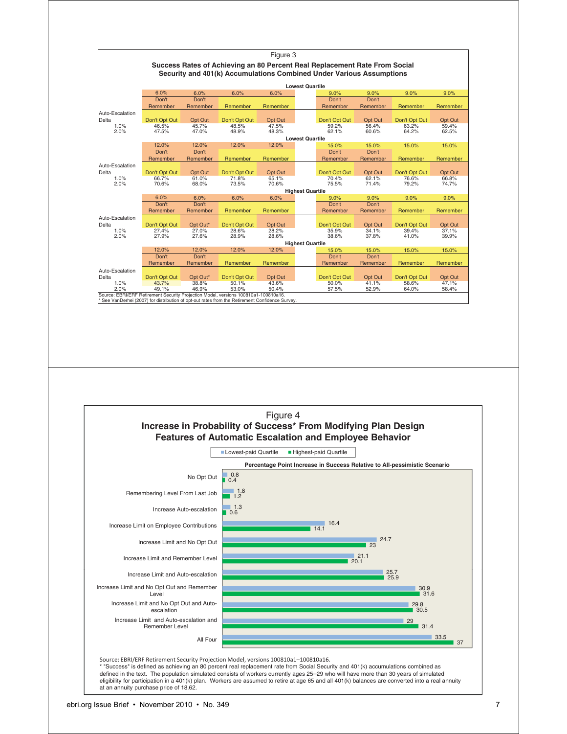Figure 3

**Success Rates of Achieving an 80 Percent Real Replacement Rate From Social Security and 401(k) Accumulations Combined Under Various Assumptions**

**Lowest Quartile**

| Auto-Escalation Delta | 6.0% Don't Remember Don't Opt Out | 6.0% Don't Remember Opt Out | 6.0% Remember Don't Opt Out | 6.0% Remember Opt Out | 9.0% Don't Remember Don't Opt Out | 9.0% Don't Remember Opt Out | 9.0% Remember Don't Opt Out | 9.0% Remember Opt Out |
|---|---|---|---|---|---|---|---|---|
| 1.0% | 46.5% | 45.7% | 48.5% | 47.5% | 59.2% | 56.4% | 63.2% | 59.4% |
| 2.0% | 47.5% | 47.0% | 48.9% | 48.3% | 62.1% | 60.6% | 64.2% | 62.5% |

**Lowest Quartile**

| Auto-Escalation Delta | 12.0% Don't Remember Don't Opt Out | 12.0% Don't Remember Opt Out | 12.0% Remember Don't Opt Out | 12.0% Remember Opt Out | 15.0% Don't Remember Don't Opt Out | 15.0% Don't Remember Opt Out | 15.0% Remember Don't Opt Out | 15.0% Remember Opt Out |
|---|---|---|---|---|---|---|---|---|
| 1.0% | 66.7% | 61.0% | 71.8% | 65.1% | 70.4% | 62.1% | 76.6% | 66.8% |
| 2.0% | 70.6% | 68.0% | 73.5% | 70.6% | 75.5% | 71.4% | 79.2% | 74.7% |

**Highest Quartile**

| Auto-Escalation Delta | 6.0% Don't Remember Don't Opt Out | 6.0% Don't Remember Opt Out* | 6.0% Remember Don't Opt Out | 6.0% Remember Opt Out | 9.0% Don't Remember Don't Opt Out | 9.0% Don't Remember Opt Out | 9.0% Remember Don't Opt Out | 9.0% Remember Opt Out |
|---|---|---|---|---|---|---|---|---|
| 1.0% | 27.4% | 27.0% | 28.6% | 28.2% | 35.9% | 34.1% | 39.4% | 37.1% |
| 2.0% | 27.9% | 27.6% | 28.9% | 28.6% | 38.6% | 37.8% | 41.0% | 39.9% |

**Highest Quartile**

| Auto-Escalation Delta | 12.0% Don't Remember Don't Opt Out | 12.0% Don't Remember Opt Out* | 12.0% Remember Don't Opt Out | 12.0% Remember Opt Out | 15.0% Don't Remember Don't Opt Out | 15.0% Don't Remember Opt Out | 15.0% Remember Don't Opt Out | 15.0% Remember Opt Out |
|---|---|---|---|---|---|---|---|---|
| 1.0% | 43.7% | 38.8% | 50.1% | 43.6% | 50.0% | 41.1% | 58.6% | 47.1% |
| 2.0% | 49.1% | 46.9% | 53.0% | 50.4% | 57.5% | 52.9% | 64.0% | 58.4% |

Source: EBRI/ERF Retirement Security Projection Model, versions 100810a1-100810a16.
* See VanDerhei (2007) for distribution of opt-out rates from the Retirement Confidence Survey.

Figure 4

**Increase in Probability of Success* From Modifying Plan Design Features of Automatic Escalation and Employee Behavior**

Percentage Point Increase in Success Relative to All-pessimistic Scenario

| | Lowest-paid Quartile | Highest-paid Quartile |
|---|---|---|
| No Opt Out | 0.8 | 0.4 |
| Remembering Level From Last Job | 1.8 | 1.2 |
| Increase Auto-escalation | 1.3 | 0.6 |
| Increase Limit on Employee Contributions | 16.4 | 14.1 |
| Increase Limit and No Opt Out | 24.7 | 23 |
| Increase Limit and Remember Level | 21.1 | 20.1 |
| Increase Limit and Auto-escalation | 25.7 | 25.9 |
| Increase Limit and No Opt Out and Remember Level | 30.9 | 31.6 |
| Increase Limit and No Opt Out and Auto-escalation | 29.8 | 30.5 |
| Increase Limit and Auto-escalation and Remember Level | 29 | 31.4 |
| All Four | 33.5 | 37 |

Source: EBRI/ERF Retirement Security Projection Model, versions 100810a1–100810a16.
* "Success" is defined as achieving an 80 percent real replacement rate from Social Security and 401(k) accumulations combined as defined in the text. The population simulated consists of workers currently ages 25–29 who will have more than 30 years of simulated eligibility for participation in a 401(k) plan. Workers are assumed to retire at age 65 and all 401(k) balances are converted into a real annuity at an annuity purchase price of 18.62.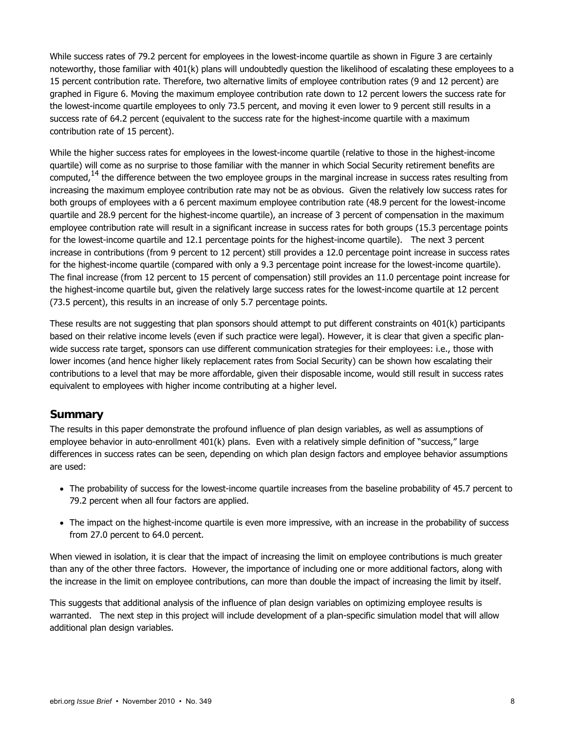While success rates of 79.2 percent for employees in the lowest-income quartile as shown in Figure 3 are certainly noteworthy, those familiar with 401(k) plans will undoubtedly question the likelihood of escalating these employees to a 15 percent contribution rate. Therefore, two alternative limits of employee contribution rates (9 and 12 percent) are graphed in Figure 6. Moving the maximum employee contribution rate down to 12 percent lowers the success rate for the lowest-income quartile employees to only 73.5 percent, and moving it even lower to 9 percent still results in a success rate of 64.2 percent (equivalent to the success rate for the highest-income quartile with a maximum contribution rate of 15 percent).

While the higher success rates for employees in the lowest-income quartile (relative to those in the highest-income quartile) will come as no surprise to those familiar with the manner in which Social Security retirement benefits are computed,[14] the difference between the two employee groups in the marginal increase in success rates resulting from increasing the maximum employee contribution rate may not be as obvious. Given the relatively low success rates for both groups of employees with a 6 percent maximum employee contribution rate (48.9 percent for the lowest-income quartile and 28.9 percent for the highest-income quartile), an increase of 3 percent of compensation in the maximum employee contribution rate will result in a significant increase in success rates for both groups (15.3 percentage points for the lowest-income quartile and 12.1 percentage points for the highest-income quartile). The next 3 percent increase in contributions (from 9 percent to 12 percent) still provides a 12.0 percentage point increase in success rates for the highest-income quartile (compared with only a 9.3 percentage point increase for the lowest-income quartile). The final increase (from 12 percent to 15 percent of compensation) still provides an 11.0 percentage point increase for the highest-income quartile but, given the relatively large success rates for the lowest-income quartile at 12 percent (73.5 percent), this results in an increase of only 5.7 percentage points.

These results are not suggesting that plan sponsors should attempt to put different constraints on 401(k) participants based on their relative income levels (even if such practice were legal). However, it is clear that given a specific plan-wide success rate target, sponsors can use different communication strategies for their employees: i.e., those with lower incomes (and hence higher likely replacement rates from Social Security) can be shown how escalating their contributions to a level that may be more affordable, given their disposable income, would still result in success rates equivalent to employees with higher income contributing at a higher level.

## Summary

The results in this paper demonstrate the profound influence of plan design variables, as well as assumptions of employee behavior in auto-enrollment 401(k) plans. Even with a relatively simple definition of "success," large differences in success rates can be seen, depending on which plan design factors and employee behavior assumptions are used:

- The probability of success for the lowest-income quartile increases from the baseline probability of 45.7 percent to 79.2 percent when all four factors are applied.
- The impact on the highest-income quartile is even more impressive, with an increase in the probability of success from 27.0 percent to 64.0 percent.

When viewed in isolation, it is clear that the impact of increasing the limit on employee contributions is much greater than any of the other three factors. However, the importance of including one or more additional factors, along with the increase in the limit on employee contributions, can more than double the impact of increasing the limit by itself.

This suggests that additional analysis of the influence of plan design variables on optimizing employee results is warranted. The next step in this project will include development of a plan-specific simulation model that will allow additional plan design variables.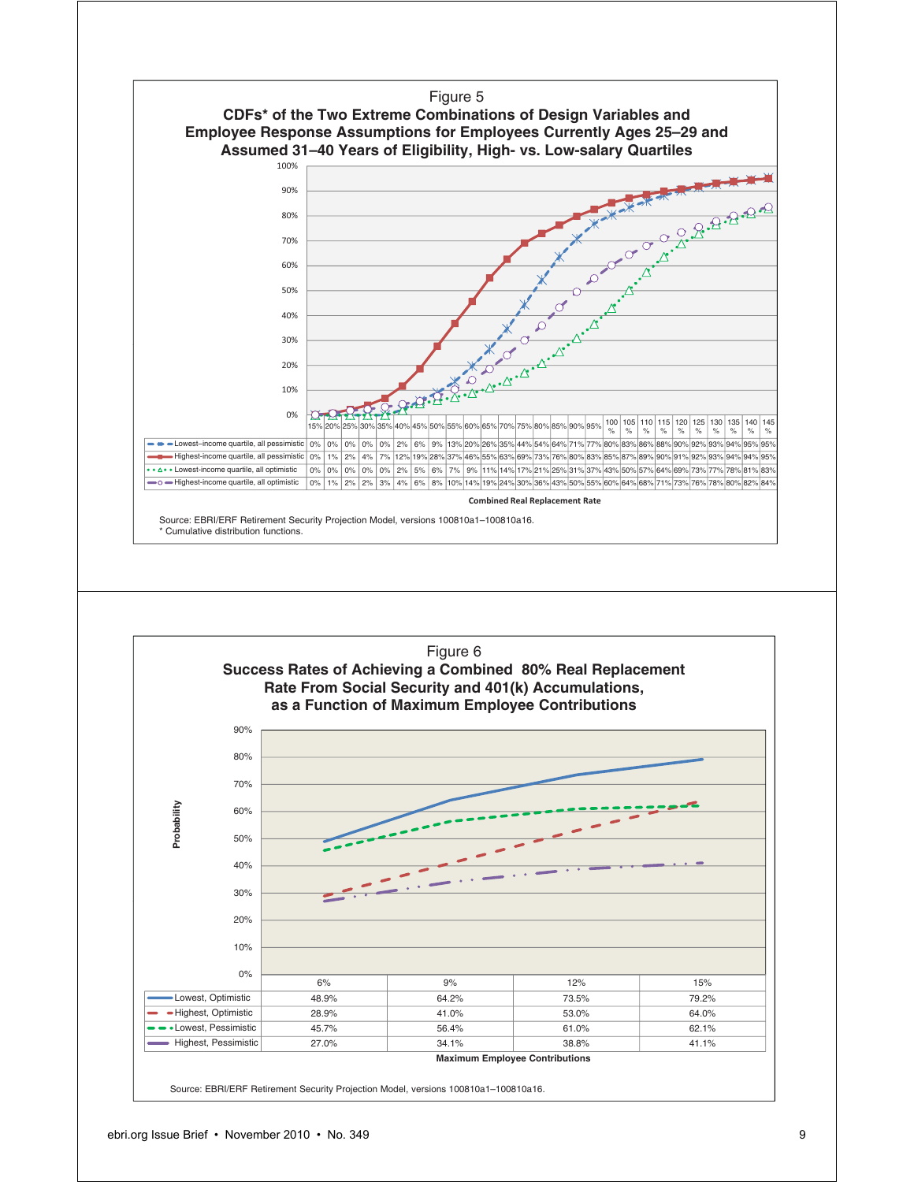## Figure 5

### CDFs* of the Two Extreme Combinations of Design Variables and Employee Response Assumptions for Employees Currently Ages 25–29 and Assumed 31–40 Years of Eligibility, High- vs. Low-salary Quartiles

| Combined Real Replacement Rate | 15% | 20% | 25% | 30% | 35% | 40% | 45% | 50% | 55% | 60% | 65% | 70% | 75% | 80% | 85% | 90% | 95% | 100% | 105% | 110% | 115% | 120% | 125% | 130% | 135% | 140% | 145% |
|---|---|---|---|---|---|---|---|---|---|---|---|---|---|---|---|---|---|---|---|---|---|---|---|---|---|---|---|
| Lowest–income quartile, all pessimistic | 0% | 0% | 0% | 0% | 0% | 2% | 6% | 9% | 13% | 20% | 26% | 35% | 44% | 54% | 64% | 71% | 77% | 80% | 83% | 86% | 88% | 90% | 92% | 93% | 94% | 95% | 95% |
| Highest-income quartile, all pessimistic | 0% | 1% | 2% | 4% | 7% | 12% | 19% | 28% | 37% | 46% | 55% | 63% | 69% | 73% | 76% | 80% | 83% | 85% | 87% | 89% | 90% | 91% | 92% | 93% | 94% | 94% | 95% |
| Lowest-income quartile, all optimistic | 0% | 0% | 0% | 0% | 0% | 2% | 5% | 6% | 7% | 9% | 11% | 14% | 17% | 21% | 25% | 31% | 37% | 43% | 50% | 57% | 64% | 69% | 73% | 77% | 78% | 81% | 83% |
| Highest-income quartile, all optimistic | 0% | 1% | 2% | 2% | 3% | 4% | 6% | 8% | 10% | 14% | 19% | 24% | 30% | 36% | 43% | 50% | 55% | 60% | 64% | 68% | 71% | 73% | 76% | 78% | 80% | 82% | 84% |

Source: EBRI/ERF Retirement Security Projection Model, versions 100810a1–100810a16.
* Cumulative distribution functions.

## Figure 6

### Success Rates of Achieving a Combined 80% Real Replacement Rate From Social Security and 401(k) Accumulations, as a Function of Maximum Employee Contributions

| Maximum Employee Contributions | 6% | 9% | 12% | 15% |
|---|---|---|---|---|
| Lowest, Optimistic | 48.9% | 64.2% | 73.5% | 79.2% |
| Highest, Optimistic | 28.9% | 41.0% | 53.0% | 64.0% |
| Lowest, Pessimistic | 45.7% | 56.4% | 61.0% | 62.1% |
| Highest, Pessimistic | 27.0% | 34.1% | 38.8% | 41.1% |

Source: EBRI/ERF Retirement Security Projection Model, versions 100810a1–100810a16.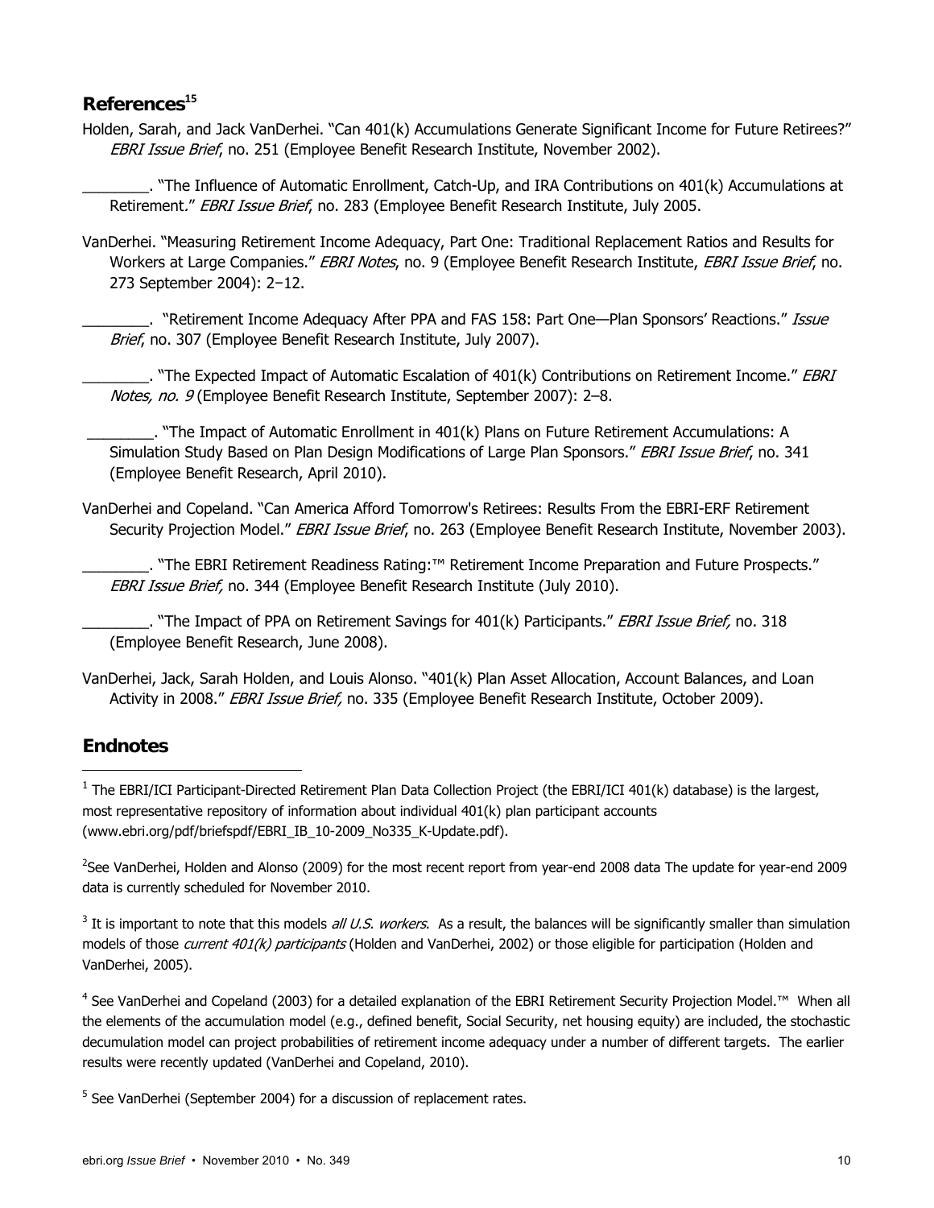## References[15]

Holden, Sarah, and Jack VanDerhei. "Can 401(k) Accumulations Generate Significant Income for Future Retirees?" *EBRI Issue Brief*, no. 251 (Employee Benefit Research Institute, November 2002).

________. "The Influence of Automatic Enrollment, Catch-Up, and IRA Contributions on 401(k) Accumulations at Retirement." *EBRI Issue Brief*, no. 283 (Employee Benefit Research Institute, July 2005.

VanDerhei. "Measuring Retirement Income Adequacy, Part One: Traditional Replacement Ratios and Results for Workers at Large Companies." *EBRI Notes*, no. 9 (Employee Benefit Research Institute, *EBRI Issue Brief*, no. 273 September 2004): 2−12.

________. "Retirement Income Adequacy After PPA and FAS 158: Part One—Plan Sponsors' Reactions." *Issue Brief*, no. 307 (Employee Benefit Research Institute, July 2007).

________. "The Expected Impact of Automatic Escalation of 401(k) Contributions on Retirement Income." *EBRI Notes, no. 9* (Employee Benefit Research Institute, September 2007): 2–8.

________. "The Impact of Automatic Enrollment in 401(k) Plans on Future Retirement Accumulations: A Simulation Study Based on Plan Design Modifications of Large Plan Sponsors." *EBRI Issue Brief*, no. 341 (Employee Benefit Research, April 2010).

VanDerhei and Copeland. "Can America Afford Tomorrow's Retirees: Results From the EBRI-ERF Retirement Security Projection Model." *EBRI Issue Brief*, no. 263 (Employee Benefit Research Institute, November 2003).

________. "The EBRI Retirement Readiness Rating:™ Retirement Income Preparation and Future Prospects." *EBRI Issue Brief,* no. 344 (Employee Benefit Research Institute (July 2010).

________. "The Impact of PPA on Retirement Savings for 401(k) Participants." *EBRI Issue Brief,* no. 318 (Employee Benefit Research, June 2008).

VanDerhei, Jack, Sarah Holden, and Louis Alonso. "401(k) Plan Asset Allocation, Account Balances, and Loan Activity in 2008." *EBRI Issue Brief,* no. 335 (Employee Benefit Research Institute, October 2009).

## Endnotes

[1] The EBRI/ICI Participant-Directed Retirement Plan Data Collection Project (the EBRI/ICI 401(k) database) is the largest, most representative repository of information about individual 401(k) plan participant accounts (www.ebri.org/pdf/briefspdf/EBRI_IB_10-2009_No335_K-Update.pdf).

[2] See VanDerhei, Holden and Alonso (2009) for the most recent report from year-end 2008 data The update for year-end 2009 data is currently scheduled for November 2010.

[3] It is important to note that this models *all U.S. workers*. As a result, the balances will be significantly smaller than simulation models of those *current 401(k) participants* (Holden and VanDerhei, 2002) or those eligible for participation (Holden and VanDerhei, 2005).

[4] See VanDerhei and Copeland (2003) for a detailed explanation of the EBRI Retirement Security Projection Model.™ When all the elements of the accumulation model (e.g., defined benefit, Social Security, net housing equity) are included, the stochastic decumulation model can project probabilities of retirement income adequacy under a number of different targets. The earlier results were recently updated (VanDerhei and Copeland, 2010).

[5] See VanDerhei (September 2004) for a discussion of replacement rates.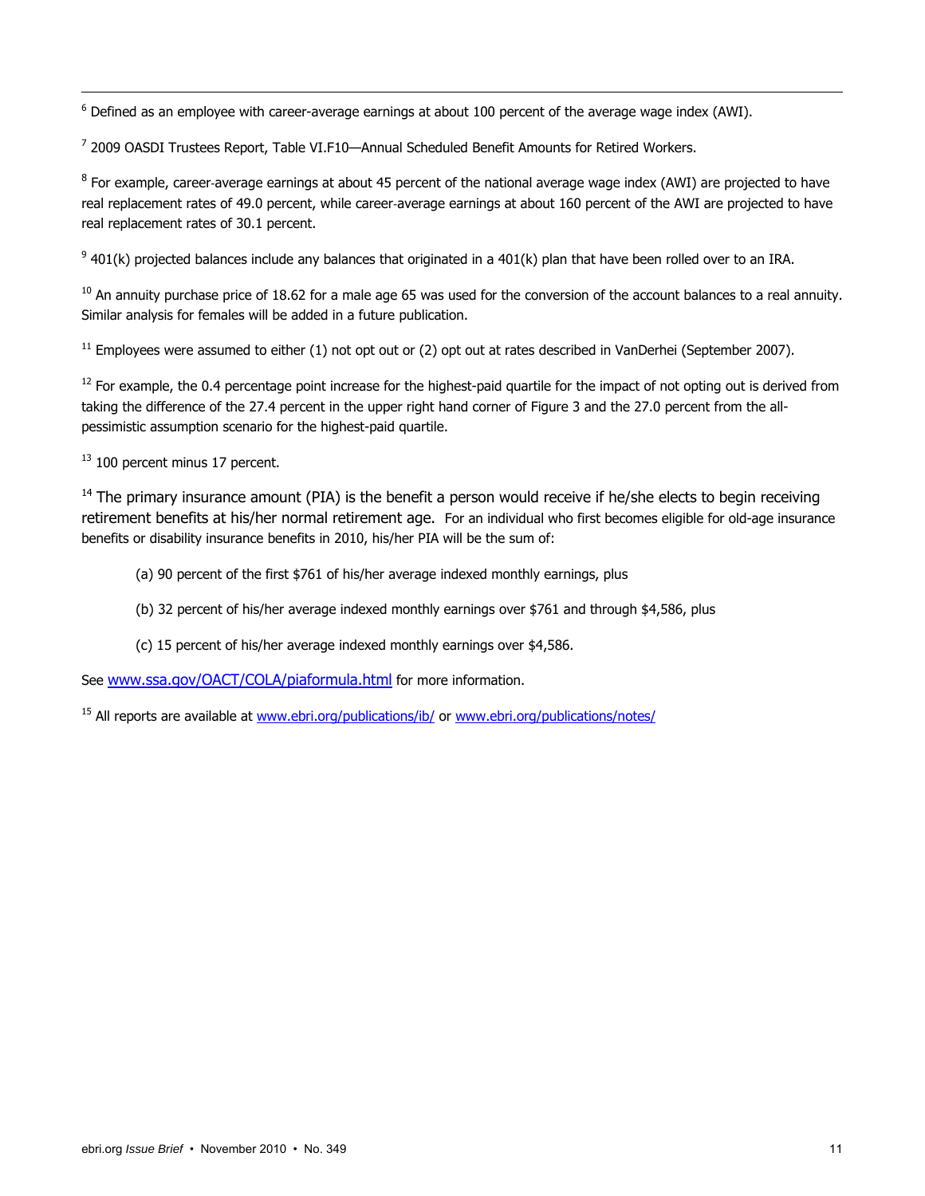[6] Defined as an employee with career-average earnings at about 100 percent of the average wage index (AWI).

[7] 2009 OASDI Trustees Report, Table VI.F10—Annual Scheduled Benefit Amounts for Retired Workers.

[8] For example, career-average earnings at about 45 percent of the national average wage index (AWI) are projected to have real replacement rates of 49.0 percent, while career-average earnings at about 160 percent of the AWI are projected to have real replacement rates of 30.1 percent.

[9] 401(k) projected balances include any balances that originated in a 401(k) plan that have been rolled over to an IRA.

[10] An annuity purchase price of 18.62 for a male age 65 was used for the conversion of the account balances to a real annuity. Similar analysis for females will be added in a future publication.

[11] Employees were assumed to either (1) not opt out or (2) opt out at rates described in VanDerhei (September 2007).

[12] For example, the 0.4 percentage point increase for the highest-paid quartile for the impact of not opting out is derived from taking the difference of the 27.4 percent in the upper right hand corner of Figure 3 and the 27.0 percent from the all-pessimistic assumption scenario for the highest-paid quartile.

[13] 100 percent minus 17 percent.

[14] The primary insurance amount (PIA) is the benefit a person would receive if he/she elects to begin receiving retirement benefits at his/her normal retirement age. For an individual who first becomes eligible for old-age insurance benefits or disability insurance benefits in 2010, his/her PIA will be the sum of:

> (a) 90 percent of the first $761 of his/her average indexed monthly earnings, plus
>
> (b) 32 percent of his/her average indexed monthly earnings over $761 and through $4,586, plus
>
> (c) 15 percent of his/her average indexed monthly earnings over $4,586.

See [www.ssa.gov/OACT/COLA/piaformula.html](www.ssa.gov/OACT/COLA/piaformula.html) for more information.

[15] All reports are available at [www.ebri.org/publications/ib/](www.ebri.org/publications/ib/) or [www.ebri.org/publications/notes/](www.ebri.org/publications/notes/)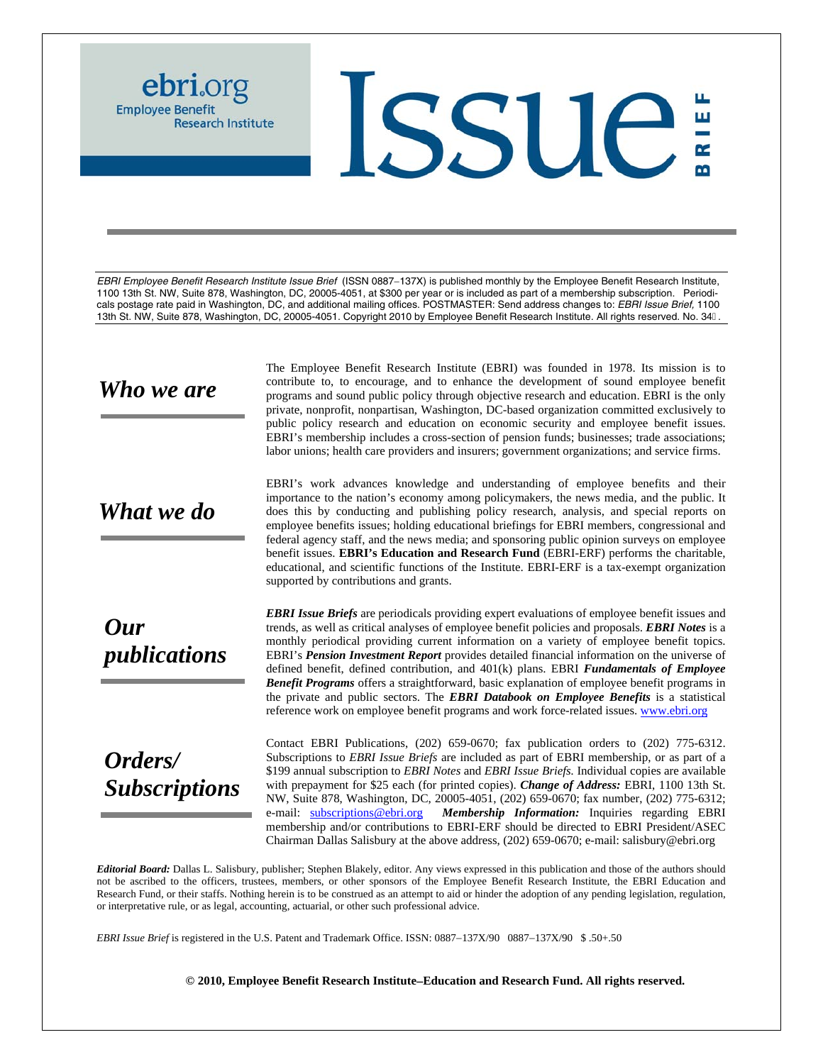ebri.org
Employee Benefit Research Institute

# Issue BRIEF

*EBRI Employee Benefit Research Institute Issue Brief* (ISSN 0887–137X) is published monthly by the Employee Benefit Research Institute, 1100 13th St. NW, Suite 878, Washington, DC, 20005-4051, at $300 per year or is included as part of a membership subscription. Periodicals postage rate paid in Washington, DC, and additional mailing offices. POSTMASTER: Send address changes to: *EBRI Issue Brief,* 1100 13th St. NW, Suite 878, Washington, DC, 20005-4051. Copyright 2010 by Employee Benefit Research Institute. All rights reserved. No. 34.

## *Who we are*

The Employee Benefit Research Institute (EBRI) was founded in 1978. Its mission is to contribute to, to encourage, and to enhance the development of sound employee benefit programs and sound public policy through objective research and education. EBRI is the only private, nonprofit, nonpartisan, Washington, DC-based organization committed exclusively to public policy research and education on economic security and employee benefit issues. EBRI's membership includes a cross-section of pension funds; businesses; trade associations; labor unions; health care providers and insurers; government organizations; and service firms.

## *What we do*

EBRI's work advances knowledge and understanding of employee benefits and their importance to the nation's economy among policymakers, the news media, and the public. It does this by conducting and publishing policy research, analysis, and special reports on employee benefits issues; holding educational briefings for EBRI members, congressional and federal agency staff, and the news media; and sponsoring public opinion surveys on employee benefit issues. **EBRI's Education and Research Fund** (EBRI-ERF) performs the charitable, educational, and scientific functions of the Institute. EBRI-ERF is a tax-exempt organization supported by contributions and grants.

## *Our publications*

***EBRI Issue Briefs*** are periodicals providing expert evaluations of employee benefit issues and trends, as well as critical analyses of employee benefit policies and proposals. ***EBRI Notes*** is a monthly periodical providing current information on a variety of employee benefit topics. EBRI's ***Pension Investment Report*** provides detailed financial information on the universe of defined benefit, defined contribution, and 401(k) plans. EBRI ***Fundamentals of Employee Benefit Programs*** offers a straightforward, basic explanation of employee benefit programs in the private and public sectors. The ***EBRI Databook on Employee Benefits*** is a statistical reference work on employee benefit programs and work force-related issues. www.ebri.org

## *Orders/ Subscriptions*

Contact EBRI Publications, (202) 659-0670; fax publication orders to (202) 775-6312. Subscriptions to *EBRI Issue Briefs* are included as part of EBRI membership, or as part of a $199 annual subscription to *EBRI Notes* and *EBRI Issue Briefs.* Individual copies are available with prepayment for $25 each (for printed copies). ***Change of Address:*** EBRI, 1100 13th St. NW, Suite 878, Washington, DC, 20005-4051, (202) 659-0670; fax number, (202) 775-6312; e-mail: subscriptions@ebri.org ***Membership Information:*** Inquiries regarding EBRI membership and/or contributions to EBRI-ERF should be directed to EBRI President/ASEC Chairman Dallas Salisbury at the above address, (202) 659-0670; e-mail: salisbury@ebri.org

***Editorial Board:*** Dallas L. Salisbury, publisher; Stephen Blakely, editor. Any views expressed in this publication and those of the authors should not be ascribed to the officers, trustees, members, or other sponsors of the Employee Benefit Research Institute, the EBRI Education and Research Fund, or their staffs. Nothing herein is to be construed as an attempt to aid or hinder the adoption of any pending legislation, regulation, or interpretative rule, or as legal, accounting, actuarial, or other such professional advice.

*EBRI Issue Brief* is registered in the U.S. Patent and Trademark Office. ISSN: 0887–137X/90 0887–137X/90 $ .50+.50

**© 2010, Employee Benefit Research Institute–Education and Research Fund. All rights reserved.**